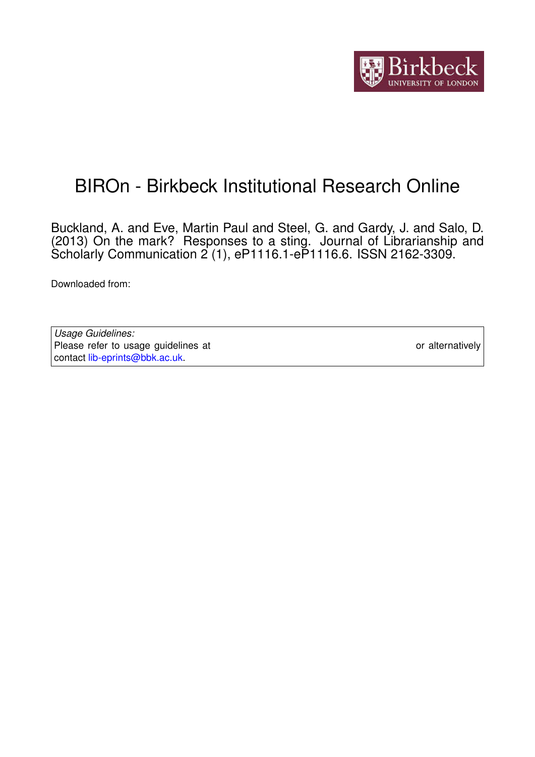# BIROn - Birkbeck Institutional Research Online

Buckland, A. and Eve, Martin Paul and Steel, G. and Gardy, J. and Salo, D. (2013) On the mark? Responses to a sting. Journal of Librarianship and Scholarly Communication 2 (1), eP1116.1-eP1116.6. ISSN 2162-3309.

Downloaded from:

*Usage Guidelines:*
Please refer to usage guidelines at or alternatively contact lib-eprints@bbk.ac.uk.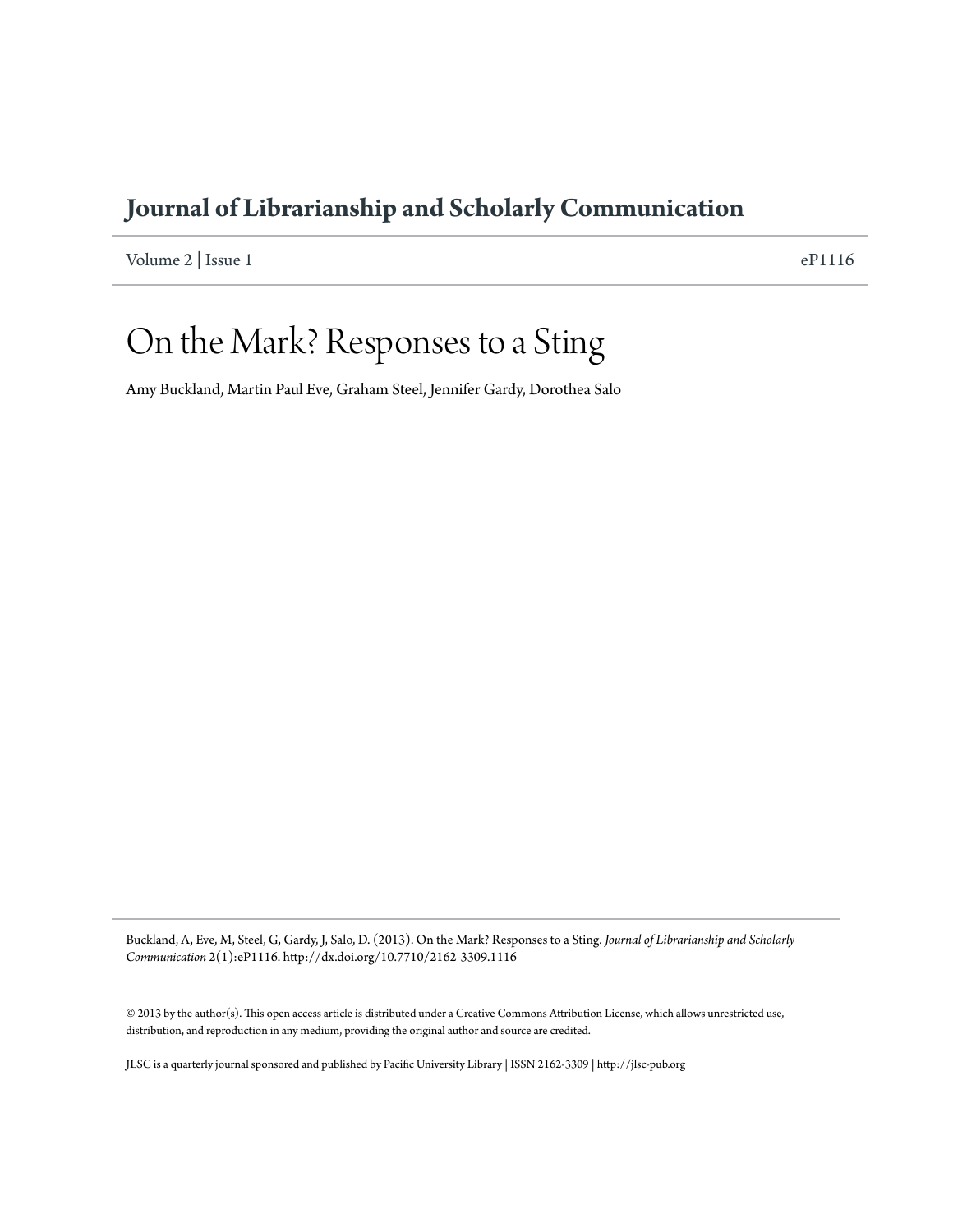# Journal of Librarianship and Scholarly Communication

Volume 2 | Issue 1 eP1116

# On the Mark? Responses to a Sting

Amy Buckland, Martin Paul Eve, Graham Steel, Jennifer Gardy, Dorothea Salo

Buckland, A, Eve, M, Steel, G, Gardy, J, Salo, D. (2013). On the Mark? Responses to a Sting. *Journal of Librarianship and Scholarly Communication* 2(1):eP1116. http://dx.doi.org/10.7710/2162-3309.1116

© 2013 by the author(s). This open access article is distributed under a Creative Commons Attribution License, which allows unrestricted use, distribution, and reproduction in any medium, providing the original author and source are credited.

JLSC is a quarterly journal sponsored and published by Pacific University Library | ISSN 2162-3309 | http://jlsc-pub.org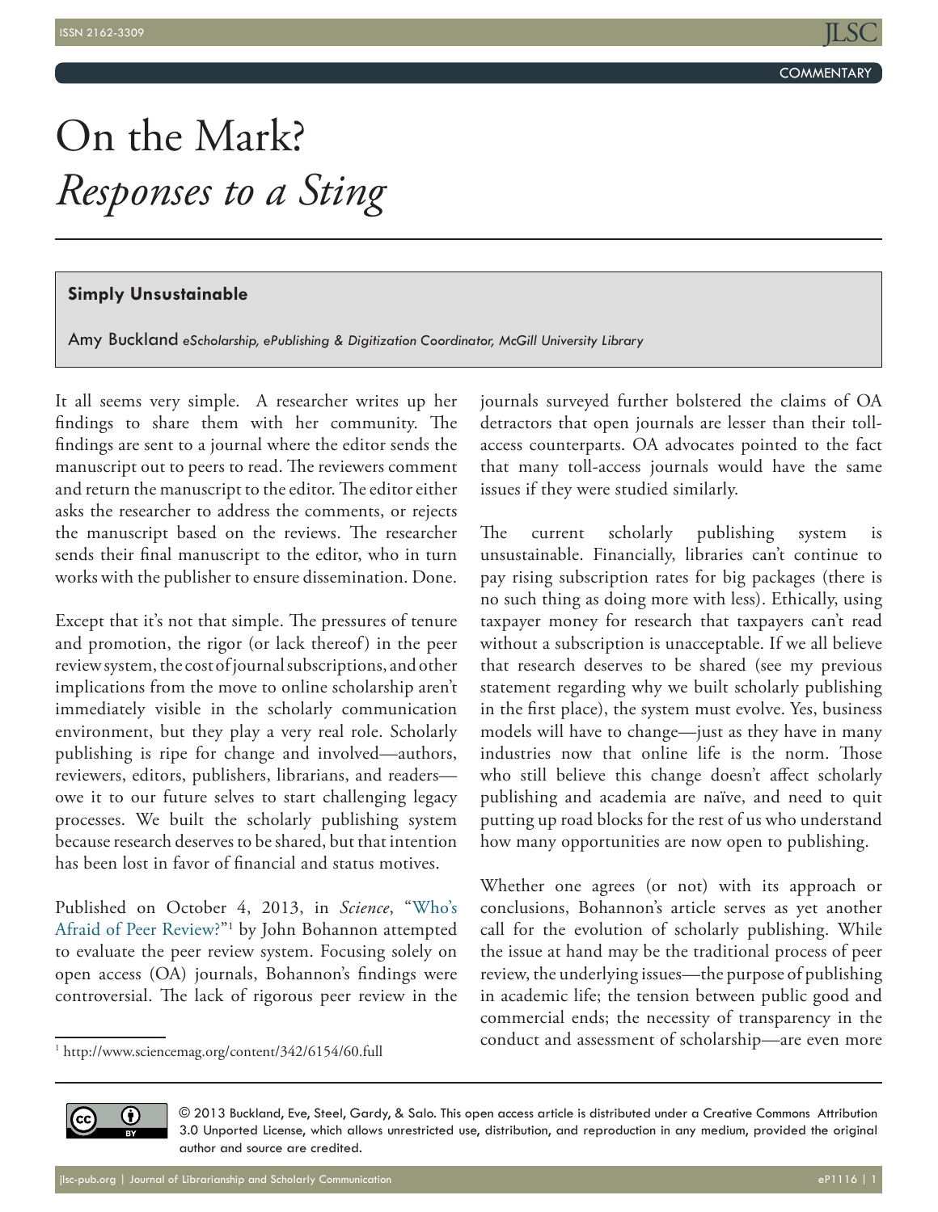# On the Mark?
# *Responses to a Sting*

## Simply Unsustainable

Amy Buckland *eScholarship, ePublishing & Digitization Coordinator, McGill University Library*

It all seems very simple. A researcher writes up her findings to share them with her community. The findings are sent to a journal where the editor sends the manuscript out to peers to read. The reviewers comment and return the manuscript to the editor. The editor either asks the researcher to address the comments, or rejects the manuscript based on the reviews. The researcher sends their final manuscript to the editor, who in turn works with the publisher to ensure dissemination. Done.

Except that it's not that simple. The pressures of tenure and promotion, the rigor (or lack thereof) in the peer review system, the cost of journal subscriptions, and other implications from the move to online scholarship aren't immediately visible in the scholarly communication environment, but they play a very real role. Scholarly publishing is ripe for change and involved—authors, reviewers, editors, publishers, librarians, and readers—owe it to our future selves to start challenging legacy processes. We built the scholarly publishing system because research deserves to be shared, but that intention has been lost in favor of financial and status motives.

Published on October 4, 2013, in *Science*, "Who's Afraid of Peer Review?"[1] by John Bohannon attempted to evaluate the peer review system. Focusing solely on open access (OA) journals, Bohannon's findings were controversial. The lack of rigorous peer review in the journals surveyed further bolstered the claims of OA detractors that open journals are lesser than their toll-access counterparts. OA advocates pointed to the fact that many toll-access journals would have the same issues if they were studied similarly.

The current scholarly publishing system is unsustainable. Financially, libraries can't continue to pay rising subscription rates for big packages (there is no such thing as doing more with less). Ethically, using taxpayer money for research that taxpayers can't read without a subscription is unacceptable. If we all believe that research deserves to be shared (see my previous statement regarding why we built scholarly publishing in the first place), the system must evolve. Yes, business models will have to change—just as they have in many industries now that online life is the norm. Those who still believe this change doesn't affect scholarly publishing and academia are naïve, and need to quit putting up road blocks for the rest of us who understand how many opportunities are now open to publishing.

Whether one agrees (or not) with its approach or conclusions, Bohannon's article serves as yet another call for the evolution of scholarly publishing. While the issue at hand may be the traditional process of peer review, the underlying issues—the purpose of publishing in academic life; the tension between public good and commercial ends; the necessity of transparency in the conduct and assessment of scholarship—are even more

[1] http://www.sciencemag.org/content/342/6154/60.full

© 2013 Buckland, Eve, Steel, Gardy, & Salo. This open access article is distributed under a Creative Commons Attribution 3.0 Unported License, which allows unrestricted use, distribution, and reproduction in any medium, provided the original author and source are credited.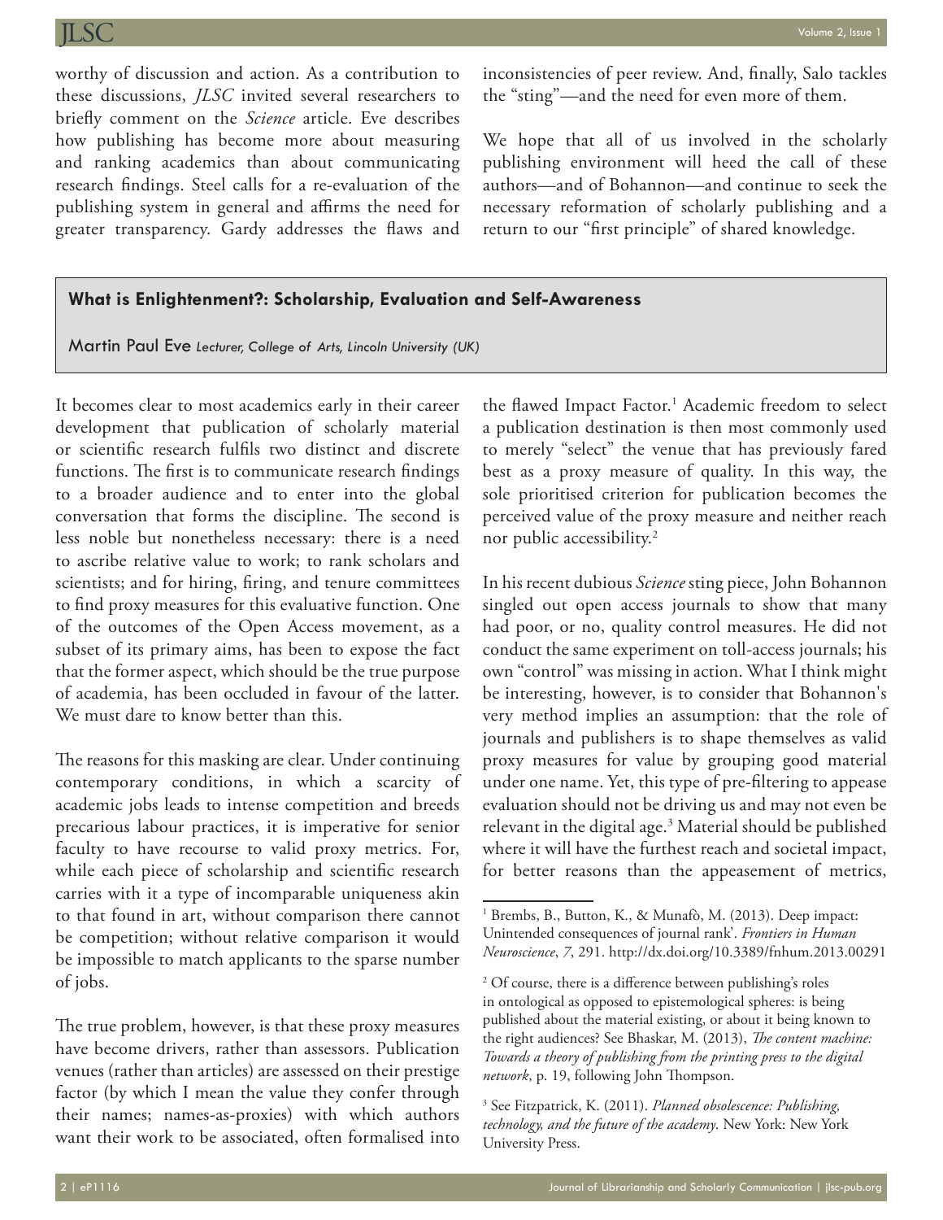worthy of discussion and action. As a contribution to these discussions, *JLSC* invited several researchers to briefly comment on the *Science* article. Eve describes how publishing has become more about measuring and ranking academics than about communicating research findings. Steel calls for a re-evaluation of the publishing system in general and affirms the need for greater transparency. Gardy addresses the flaws and inconsistencies of peer review. And, finally, Salo tackles the "sting"—and the need for even more of them.

We hope that all of us involved in the scholarly publishing environment will heed the call of these authors—and of Bohannon—and continue to seek the necessary reformation of scholarly publishing and a return to our "first principle" of shared knowledge.

## What is Enlightenment?: Scholarship, Evaluation and Self-Awareness

Martin Paul Eve *Lecturer, College of Arts, Lincoln University (UK)*

It becomes clear to most academics early in their career development that publication of scholarly material or scientific research fulfils two distinct and discrete functions. The first is to communicate research findings to a broader audience and to enter into the global conversation that forms the discipline. The second is less noble but nonetheless necessary: there is a need to ascribe relative value to work; to rank scholars and scientists; and for hiring, firing, and tenure committees to find proxy measures for this evaluative function. One of the outcomes of the Open Access movement, as a subset of its primary aims, has been to expose the fact that the former aspect, which should be the true purpose of academia, has been occluded in favour of the latter. We must dare to know better than this.

The reasons for this masking are clear. Under continuing contemporary conditions, in which a scarcity of academic jobs leads to intense competition and breeds precarious labour practices, it is imperative for senior faculty to have recourse to valid proxy metrics. For, while each piece of scholarship and scientific research carries with it a type of incomparable uniqueness akin to that found in art, without comparison there cannot be competition; without relative comparison it would be impossible to match applicants to the sparse number of jobs.

The true problem, however, is that these proxy measures have become drivers, rather than assessors. Publication venues (rather than articles) are assessed on their prestige factor (by which I mean the value they confer through their names; names-as-proxies) with which authors want their work to be associated, often formalised into the flawed Impact Factor.[1] Academic freedom to select a publication destination is then most commonly used to merely "select" the venue that has previously fared best as a proxy measure of quality. In this way, the sole prioritised criterion for publication becomes the perceived value of the proxy measure and neither reach nor public accessibility.[2]

In his recent dubious *Science* sting piece, John Bohannon singled out open access journals to show that many had poor, or no, quality control measures. He did not conduct the same experiment on toll-access journals; his own "control" was missing in action. What I think might be interesting, however, is to consider that Bohannon's very method implies an assumption: that the role of journals and publishers is to shape themselves as valid proxy measures for value by grouping good material under one name. Yet, this type of pre-filtering to appease evaluation should not be driving us and may not even be relevant in the digital age.[3] Material should be published where it will have the furthest reach and societal impact, for better reasons than the appeasement of metrics,

---

[1] Brembs, B., Button, K., & Munafò, M. (2013). Deep impact: Unintended consequences of journal rank'. *Frontiers in Human Neuroscience*, *7*, 291. http://dx.doi.org/10.3389/fnhum.2013.00291

[2] Of course, there is a difference between publishing's roles in ontological as opposed to epistemological spheres: is being published about the material existing, or about it being known to the right audiences? See Bhaskar, M. (2013), *The content machine: Towards a theory of publishing from the printing press to the digital network*, p. 19, following John Thompson.

[3] See Fitzpatrick, K. (2011). *Planned obsolescence: Publishing, technology, and the future of the academy*. New York: New York University Press.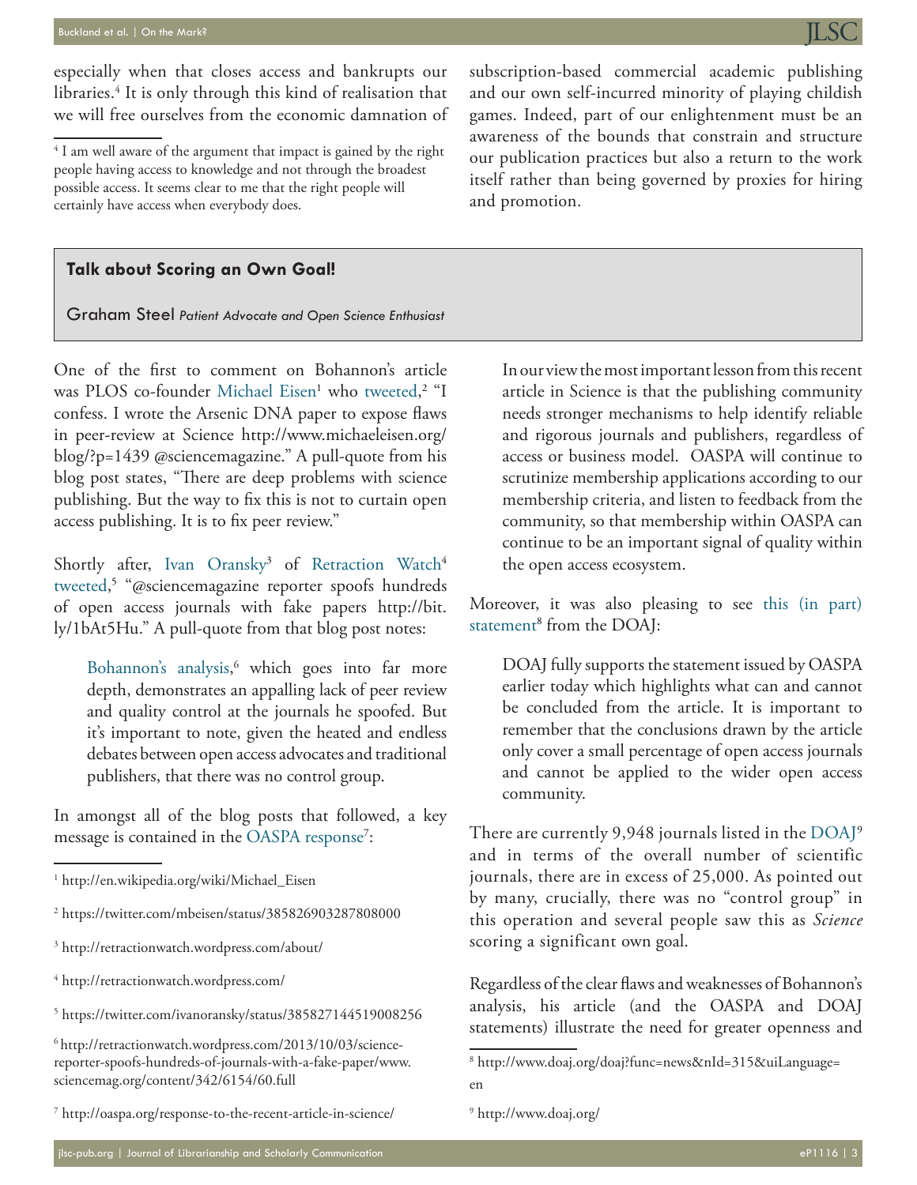especially when that closes access and bankrupts our libraries.[4] It is only through this kind of realisation that we will free ourselves from the economic damnation of subscription-based commercial academic publishing and our own self-incurred minority of playing childish games. Indeed, part of our enlightenment must be an awareness of the bounds that constrain and structure our publication practices but also a return to the work itself rather than being governed by proxies for hiring and promotion.

[4] I am well aware of the argument that impact is gained by the right people having access to knowledge and not through the broadest possible access. It seems clear to me that the right people will certainly have access when everybody does.

## Talk about Scoring an Own Goal!

Graham Steel *Patient Advocate and Open Science Enthusiast*

One of the first to comment on Bohannon's article was PLOS co-founder Michael Eisen[1] who tweeted,[2] "I confess. I wrote the Arsenic DNA paper to expose flaws in peer-review at Science http://www.michaeleisen.org/blog/?p=1439 @sciencemagazine." A pull-quote from his blog post states, "There are deep problems with science publishing. But the way to fix this is not to curtain open access publishing. It is to fix peer review."

Shortly after, Ivan Oransky[3] of Retraction Watch[4] tweeted,[5] "@sciencemagazine reporter spoofs hundreds of open access journals with fake papers http://bit.ly/1bAt5Hu." A pull-quote from that blog post notes:

> Bohannon's analysis,[6] which goes into far more depth, demonstrates an appalling lack of peer review and quality control at the journals he spoofed. But it's important to note, given the heated and endless debates between open access advocates and traditional publishers, that there was no control group.

In amongst all of the blog posts that followed, a key message is contained in the OASPA response[7]:

> In our view the most important lesson from this recent article in Science is that the publishing community needs stronger mechanisms to help identify reliable and rigorous journals and publishers, regardless of access or business model. OASPA will continue to scrutinize membership applications according to our membership criteria, and listen to feedback from the community, so that membership within OASPA can continue to be an important signal of quality within the open access ecosystem.

Moreover, it was also pleasing to see this (in part) statement[8] from the DOAJ:

> DOAJ fully supports the statement issued by OASPA earlier today which highlights what can and cannot be concluded from the article. It is important to remember that the conclusions drawn by the article only cover a small percentage of open access journals and cannot be applied to the wider open access community.

There are currently 9,948 journals listed in the DOAJ[9] and in terms of the overall number of scientific journals, there are in excess of 25,000. As pointed out by many, crucially, there was no "control group" in this operation and several people saw this as *Science* scoring a significant own goal.

Regardless of the clear flaws and weaknesses of Bohannon's analysis, his article (and the OASPA and DOAJ statements) illustrate the need for greater openness and

[1] http://en.wikipedia.org/wiki/Michael_Eisen

[2] https://twitter.com/mbeisen/status/385826903287808000

[3] http://retractionwatch.wordpress.com/about/

[4] http://retractionwatch.wordpress.com/

[5] https://twitter.com/ivanoransky/status/385827144519008256

[6] http://retractionwatch.wordpress.com/2013/10/03/science-reporter-spoofs-hundreds-of-journals-with-a-fake-paper/www.sciencemag.org/content/342/6154/60.full

[7] http://oaspa.org/response-to-the-recent-article-in-science/

[8] http://www.doaj.org/doaj?func=news&nId=315&uiLanguage=en

[9] http://www.doaj.org/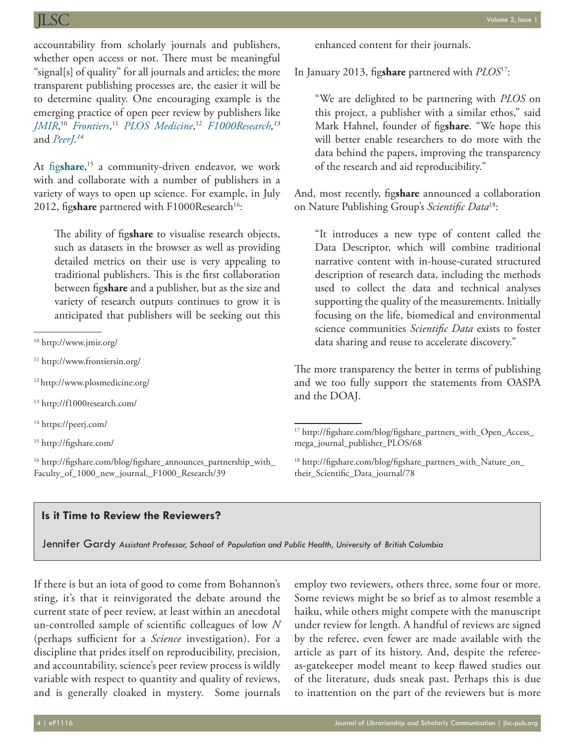accountability from scholarly journals and publishers, whether open access or not. There must be meaningful "signal[s] of quality" for all journals and articles; the more transparent publishing processes are, the easier it will be to determine quality. One encouraging example is the emerging practice of open peer review by publishers like *JMIR*,[10] *Frontiers*,[11] *PLOS Medicine*,[12] *F1000Research*,[13] and *PeerJ*.[14]

At fig**share**,[15] a community-driven endeavor, we work with and collaborate with a number of publishers in a variety of ways to open up science. For example, in July 2012, fig**share** partnered with F1000Research[16]:

> The ability of fig**share** to visualise research objects, such as datasets in the browser as well as providing detailed metrics on their use is very appealing to traditional publishers. This is the first collaboration between fig**share** and a publisher, but as the size and variety of research outputs continues to grow it is anticipated that publishers will be seeking out this enhanced content for their journals.

In January 2013, fig**share** partnered with *PLOS*[17]:

> "We are delighted to be partnering with *PLOS* on this project, a publisher with a similar ethos," said Mark Hahnel, founder of fig**share**. "We hope this will better enable researchers to do more with the data behind the papers, improving the transparency of the research and aid reproducibility."

And, most recently, fig**share** announced a collaboration on Nature Publishing Group's *Scientific Data*[18]:

> "It introduces a new type of content called the Data Descriptor, which will combine traditional narrative content with in-house-curated structured description of research data, including the methods used to collect the data and technical analyses supporting the quality of the measurements. Initially focusing on the life, biomedical and environmental science communities *Scientific Data* exists to foster data sharing and reuse to accelerate discovery."

The more transparency the better in terms of publishing and we too fully support the statements from OASPA and the DOAJ.

[10] http://www.jmir.org/

[11] http://www.frontiersin.org/

[12] http://www.plosmedicine.org/

[13] http://f1000research.com/

[14] https://peerj.com/

[15] http://figshare.com/

[16] http://figshare.com/blog/figshare_announces_partnership_with_Faculty_of_1000_new_journal,_F1000_Research/39

[17] http://figshare.com/blog/figshare_partners_with_Open_Access_mega_journal_publisher_PLOS/68

[18] http://figshare.com/blog/figshare_partners_with_Nature_on_their_Scientific_Data_journal/78

## Is it Time to Review the Reviewers?

Jennifer Gardy *Assistant Professor, School of Population and Public Health, University of British Columbia*

If there is but an iota of good to come from Bohannon's sting, it's that it reinvigorated the debate around the current state of peer review, at least within an anecdotal un-controlled sample of scientific colleagues of low *N* (perhaps sufficient for a *Science* investigation). For a discipline that prides itself on reproducibility, precision, and accountability, science's peer review process is wildly variable with respect to quantity and quality of reviews, and is generally cloaked in mystery. Some journals employ two reviewers, others three, some four or more. Some reviews might be so brief as to almost resemble a haiku, while others might compete with the manuscript under review for length. A handful of reviews are signed by the referee, even fewer are made available with the article as part of its history. And, despite the referee-as-gatekeeper model meant to keep flawed studies out of the literature, duds sneak past. Perhaps this is due to inattention on the part of the reviewers but is more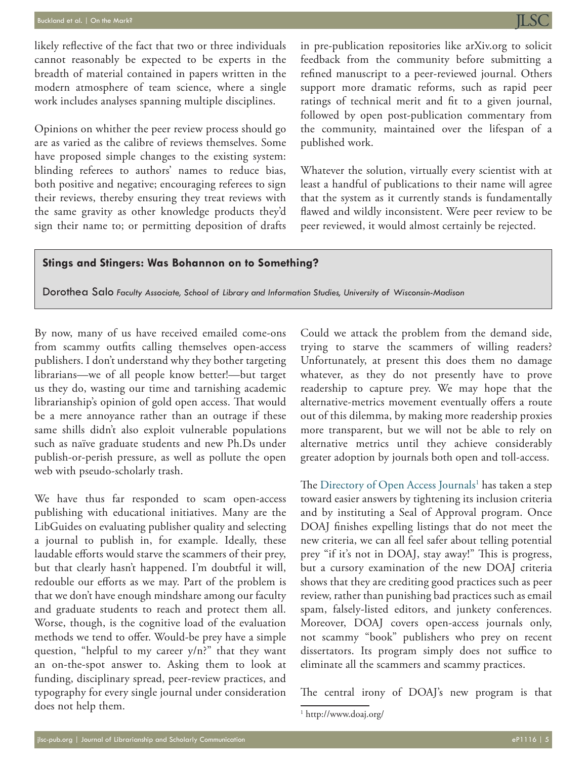likely reflective of the fact that two or three individuals cannot reasonably be expected to be experts in the breadth of material contained in papers written in the modern atmosphere of team science, where a single work includes analyses spanning multiple disciplines.

Opinions on whither the peer review process should go are as varied as the calibre of reviews themselves. Some have proposed simple changes to the existing system: blinding referees to authors' names to reduce bias, both positive and negative; encouraging referees to sign their reviews, thereby ensuring they treat reviews with the same gravity as other knowledge products they'd sign their name to; or permitting deposition of drafts in pre-publication repositories like arXiv.org to solicit feedback from the community before submitting a refined manuscript to a peer-reviewed journal. Others support more dramatic reforms, such as rapid peer ratings of technical merit and fit to a given journal, followed by open post-publication commentary from the community, maintained over the lifespan of a published work.

Whatever the solution, virtually every scientist with at least a handful of publications to their name will agree that the system as it currently stands is fundamentally flawed and wildly inconsistent. Were peer review to be peer reviewed, it would almost certainly be rejected.

## Stings and Stingers: Was Bohannon on to Something?

Dorothea Salo *Faculty Associate, School of Library and Information Studies, University of Wisconsin-Madison*

By now, many of us have received emailed come-ons from scammy outfits calling themselves open-access publishers. I don't understand why they bother targeting librarians—we of all people know better!—but target us they do, wasting our time and tarnishing academic librarianship's opinion of gold open access. That would be a mere annoyance rather than an outrage if these same shills didn't also exploit vulnerable populations such as naïve graduate students and new Ph.Ds under publish-or-perish pressure, as well as pollute the open web with pseudo-scholarly trash.

We have thus far responded to scam open-access publishing with educational initiatives. Many are the LibGuides on evaluating publisher quality and selecting a journal to publish in, for example. Ideally, these laudable efforts would starve the scammers of their prey, but that clearly hasn't happened. I'm doubtful it will, redouble our efforts as we may. Part of the problem is that we don't have enough mindshare among our faculty and graduate students to reach and protect them all. Worse, though, is the cognitive load of the evaluation methods we tend to offer. Would-be prey have a simple question, "helpful to my career y/n?" that they want an on-the-spot answer to. Asking them to look at funding, disciplinary spread, peer-review practices, and typography for every single journal under consideration does not help them.

Could we attack the problem from the demand side, trying to starve the scammers of willing readers? Unfortunately, at present this does them no damage whatever, as they do not presently have to prove readership to capture prey. We may hope that the alternative-metrics movement eventually offers a route out of this dilemma, by making more readership proxies more transparent, but we will not be able to rely on alternative metrics until they achieve considerably greater adoption by journals both open and toll-access.

The Directory of Open Access Journals[1] has taken a step toward easier answers by tightening its inclusion criteria and by instituting a Seal of Approval program. Once DOAJ finishes expelling listings that do not meet the new criteria, we can all feel safer about telling potential prey "if it's not in DOAJ, stay away!" This is progress, but a cursory examination of the new DOAJ criteria shows that they are crediting good practices such as peer review, rather than punishing bad practices such as email spam, falsely-listed editors, and junkety conferences. Moreover, DOAJ covers open-access journals only, not scammy "book" publishers who prey on recent dissertators. Its program simply does not suffice to eliminate all the scammers and scammy practices.

The central irony of DOAJ's new program is that

[1] http://www.doaj.org/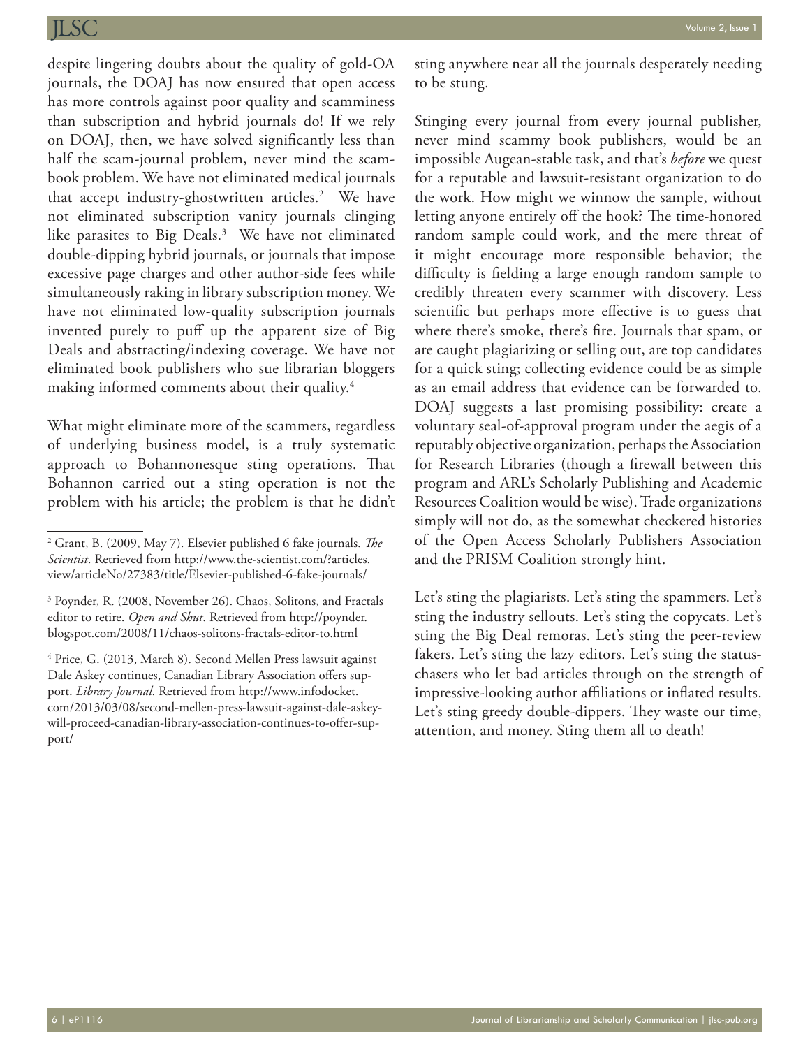despite lingering doubts about the quality of gold-OA journals, the DOAJ has now ensured that open access has more controls against poor quality and scamminess than subscription and hybrid journals do! If we rely on DOAJ, then, we have solved significantly less than half the scam-journal problem, never mind the scam-book problem. We have not eliminated medical journals that accept industry-ghostwritten articles.[2] We have not eliminated subscription vanity journals clinging like parasites to Big Deals.[3] We have not eliminated double-dipping hybrid journals, or journals that impose excessive page charges and other author-side fees while simultaneously raking in library subscription money. We have not eliminated low-quality subscription journals invented purely to puff up the apparent size of Big Deals and abstracting/indexing coverage. We have not eliminated book publishers who sue librarian bloggers making informed comments about their quality.[4]

What might eliminate more of the scammers, regardless of underlying business model, is a truly systematic approach to Bohannonesque sting operations. That Bohannon carried out a sting operation is not the problem with his article; the problem is that he didn't sting anywhere near all the journals desperately needing to be stung.

Stinging every journal from every journal publisher, never mind scammy book publishers, would be an impossible Augean-stable task, and that's *before* we quest for a reputable and lawsuit-resistant organization to do the work. How might we winnow the sample, without letting anyone entirely off the hook? The time-honored random sample could work, and the mere threat of it might encourage more responsible behavior; the difficulty is fielding a large enough random sample to credibly threaten every scammer with discovery. Less scientific but perhaps more effective is to guess that where there's smoke, there's fire. Journals that spam, or are caught plagiarizing or selling out, are top candidates for a quick sting; collecting evidence could be as simple as an email address that evidence can be forwarded to. DOAJ suggests a last promising possibility: create a voluntary seal-of-approval program under the aegis of a reputably objective organization, perhaps the Association for Research Libraries (though a firewall between this program and ARL's Scholarly Publishing and Academic Resources Coalition would be wise). Trade organizations simply will not do, as the somewhat checkered histories of the Open Access Scholarly Publishers Association and the PRISM Coalition strongly hint.

Let's sting the plagiarists. Let's sting the spammers. Let's sting the industry sellouts. Let's sting the copycats. Let's sting the Big Deal remoras. Let's sting the peer-review fakers. Let's sting the lazy editors. Let's sting the status-chasers who let bad articles through on the strength of impressive-looking author affiliations or inflated results. Let's sting greedy double-dippers. They waste our time, attention, and money. Sting them all to death!

---

[2] Grant, B. (2009, May 7). Elsevier published 6 fake journals. *The Scientist*. Retrieved from http://www.the-scientist.com/?articles.view/articleNo/27383/title/Elsevier-published-6-fake-journals/

[3] Poynder, R. (2008, November 26). Chaos, Solitons, and Fractals editor to retire. *Open and Shut*. Retrieved from http://poynder.blogspot.com/2008/11/chaos-solitons-fractals-editor-to.html

[4] Price, G. (2013, March 8). Second Mellen Press lawsuit against Dale Askey continues, Canadian Library Association offers support. *Library Journal*. Retrieved from http://www.infodocket.com/2013/03/08/second-mellen-press-lawsuit-against-dale-askey-will-proceed-canadian-library-association-continues-to-offer-support/